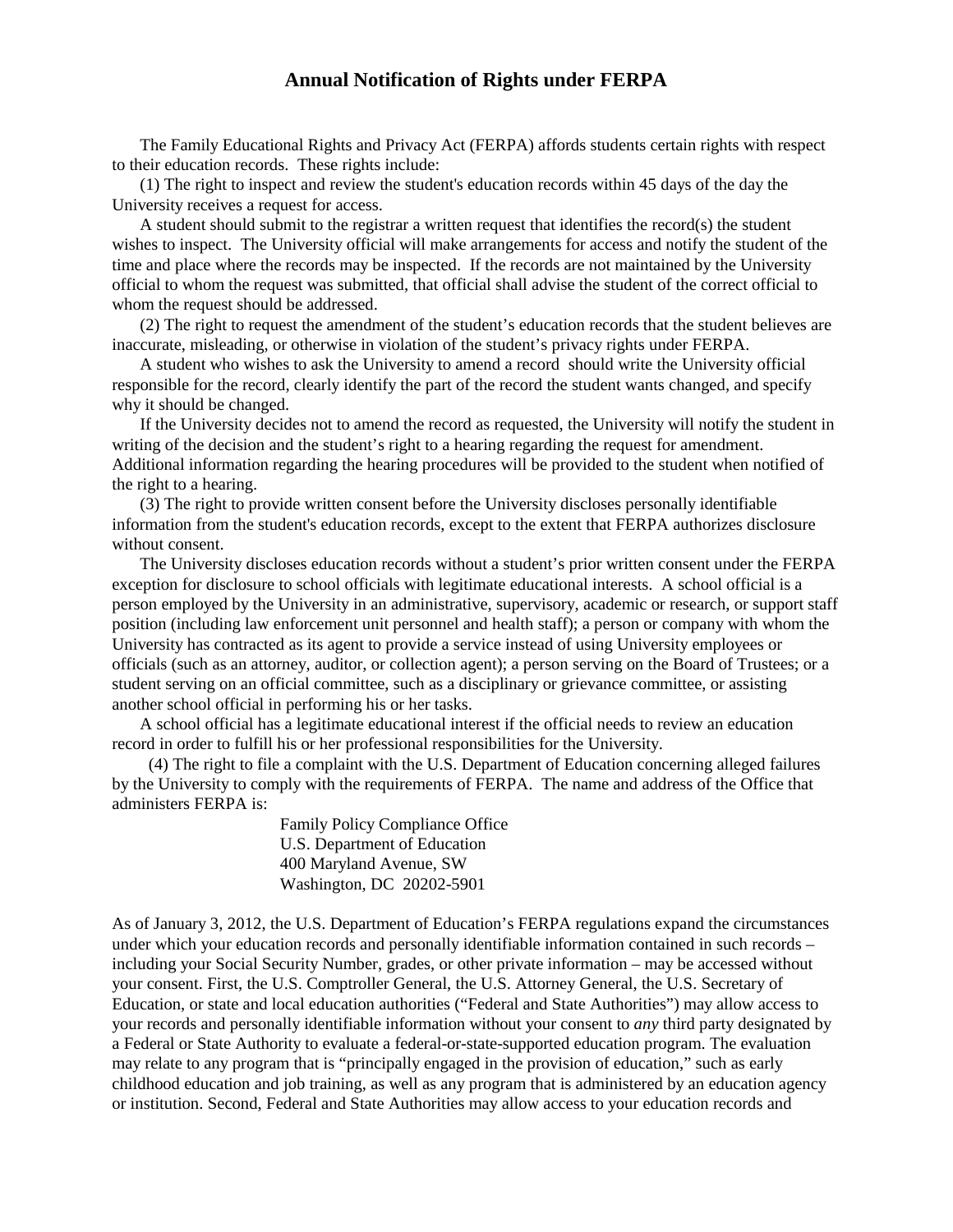## Annual Notification of Rights under FERPA

The Family Educational Rights and Privacy Act (FERPA) affords students certain rights with respect to their education records. These rights include:

(1) The right to inspect and review the student's education records within 45 days of the day the University receives a request for access.

A student should submit to the registrar a written request that identifies the record(s) the student wishes to inspect. The University official will make arrangements for access and notify the student of the time and place where the records may be inspected. If the records are not maintained by the University official to whom the request was submitted, that official shall advise the student of the correct official to whom the request should be addressed.

(2) The right to request the amendment of the student's education records that the student believes are inaccurate, misleading, or otherwise in violation of the student's privacy rights under FERPA.

A student who wishes to ask the University to amend a record should write the University official responsible for the record, clearly identify the part of the record the student wants changed, and specify why it should be changed.

If the University decides not to amend the record as requested, the University will notify the student in writing of the decision and the student's right to a hearing regarding the request for amendment. Additional information regarding the hearing procedures will be provided to the student when notified of the right to a hearing.

(3) The right to provide written consent before the University discloses personally identifiable information from the student's education records, except to the extent that FERPA authorizes disclosure without consent.

The University discloses education records without a student's prior written consent under the FERPA exception for disclosure to school officials with legitimate educational interests. A school official is a person employed by the University in an administrative, supervisory, academic or research, or support staff position (including law enforcement unit personnel and health staff); a person or company with whom the University has contracted as its agent to provide a service instead of using University employees or officials (such as an attorney, auditor, or collection agent); a person serving on the Board of Trustees; or a student serving on an official committee, such as a disciplinary or grievance committee, or assisting another school official in performing his or her tasks.

A school official has a legitimate educational interest if the official needs to review an education record in order to fulfill his or her professional responsibilities for the University.

(4) The right to file a complaint with the U.S. Department of Education concerning alleged failures by the University to comply with the requirements of FERPA. The name and address of the Office that administers FERPA is:

Family Policy Compliance Office
U.S. Department of Education
400 Maryland Avenue, SW
Washington, DC 20202-5901

As of January 3, 2012, the U.S. Department of Education's FERPA regulations expand the circumstances under which your education records and personally identifiable information contained in such records – including your Social Security Number, grades, or other private information – may be accessed without your consent. First, the U.S. Comptroller General, the U.S. Attorney General, the U.S. Secretary of Education, or state and local education authorities ("Federal and State Authorities") may allow access to your records and personally identifiable information without your consent to *any* third party designated by a Federal or State Authority to evaluate a federal-or-state-supported education program. The evaluation may relate to any program that is "principally engaged in the provision of education," such as early childhood education and job training, as well as any program that is administered by an education agency or institution. Second, Federal and State Authorities may allow access to your education records and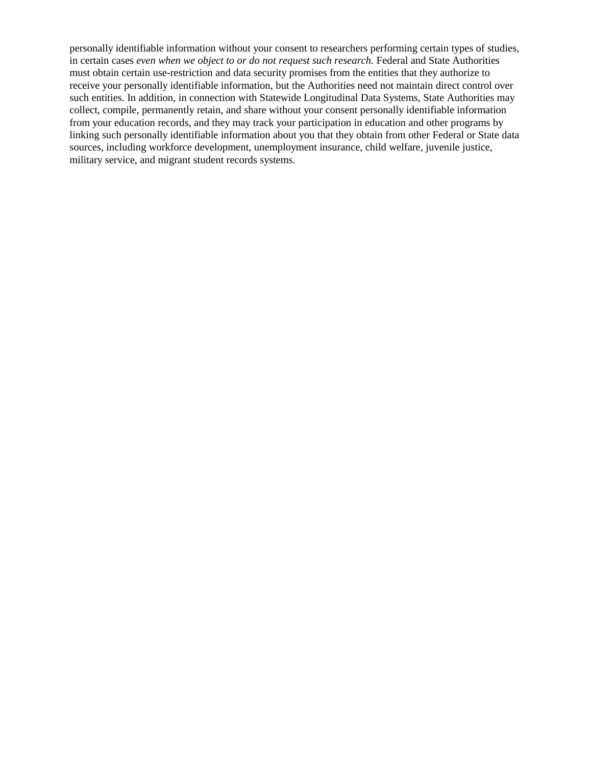personally identifiable information without your consent to researchers performing certain types of studies, in certain cases *even when we object to or do not request such research.* Federal and State Authorities must obtain certain use-restriction and data security promises from the entities that they authorize to receive your personally identifiable information, but the Authorities need not maintain direct control over such entities. In addition, in connection with Statewide Longitudinal Data Systems, State Authorities may collect, compile, permanently retain, and share without your consent personally identifiable information from your education records, and they may track your participation in education and other programs by linking such personally identifiable information about you that they obtain from other Federal or State data sources, including workforce development, unemployment insurance, child welfare, juvenile justice, military service, and migrant student records systems.